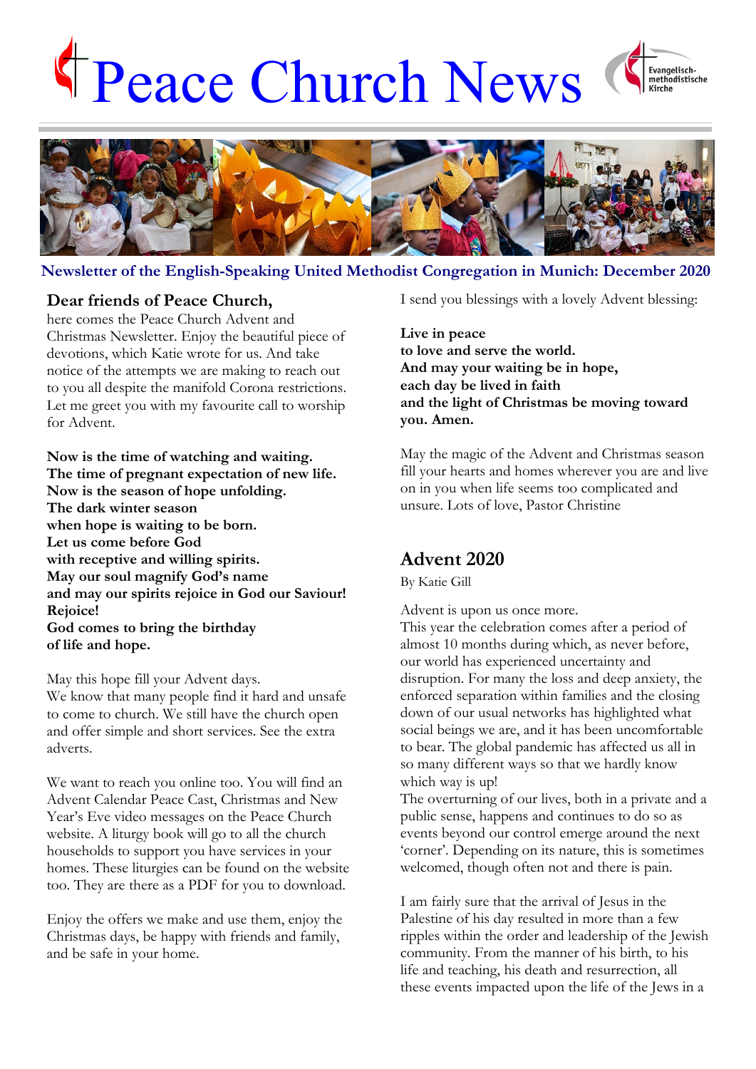# Peace Church News

Evangelisch-methodistische Kirche

**Newsletter of the English-Speaking United Methodist Congregation in Munich: December 2020**

## Dear friends of Peace Church,

here comes the Peace Church Advent and Christmas Newsletter. Enjoy the beautiful piece of devotions, which Katie wrote for us. And take notice of the attempts we are making to reach out to you all despite the manifold Corona restrictions. Let me greet you with my favourite call to worship for Advent.

**Now is the time of watching and waiting.**
**The time of pregnant expectation of new life.**
**Now is the season of hope unfolding.**
**The dark winter season**
**when hope is waiting to be born.**
**Let us come before God**
**with receptive and willing spirits.**
**May our soul magnify God's name**
**and may our spirits rejoice in God our Saviour!**
**Rejoice!**
**God comes to bring the birthday**
**of life and hope.**

May this hope fill your Advent days.
We know that many people find it hard and unsafe to come to church. We still have the church open and offer simple and short services. See the extra adverts.

We want to reach you online too. You will find an Advent Calendar Peace Cast, Christmas and New Year's Eve video messages on the Peace Church website. A liturgy book will go to all the church households to support you have services in your homes. These liturgies can be found on the website too. They are there as a PDF for you to download.

Enjoy the offers we make and use them, enjoy the Christmas days, be happy with friends and family, and be safe in your home.

I send you blessings with a lovely Advent blessing:

**Live in peace**
**to love and serve the world.**
**And may your waiting be in hope,**
**each day be lived in faith**
**and the light of Christmas be moving toward you. Amen.**

May the magic of the Advent and Christmas season fill your hearts and homes wherever you are and live on in you when life seems too complicated and unsure. Lots of love, Pastor Christine

## Advent 2020

By Katie Gill

Advent is upon us once more.
This year the celebration comes after a period of almost 10 months during which, as never before, our world has experienced uncertainty and disruption. For many the loss and deep anxiety, the enforced separation within families and the closing down of our usual networks has highlighted what social beings we are, and it has been uncomfortable to bear. The global pandemic has affected us all in so many different ways so that we hardly know which way is up!
The overturning of our lives, both in a private and a public sense, happens and continues to do so as events beyond our control emerge around the next 'corner'. Depending on its nature, this is sometimes welcomed, though often not and there is pain.

I am fairly sure that the arrival of Jesus in the Palestine of his day resulted in more than a few ripples within the order and leadership of the Jewish community. From the manner of his birth, to his life and teaching, his death and resurrection, all these events impacted upon the life of the Jews in a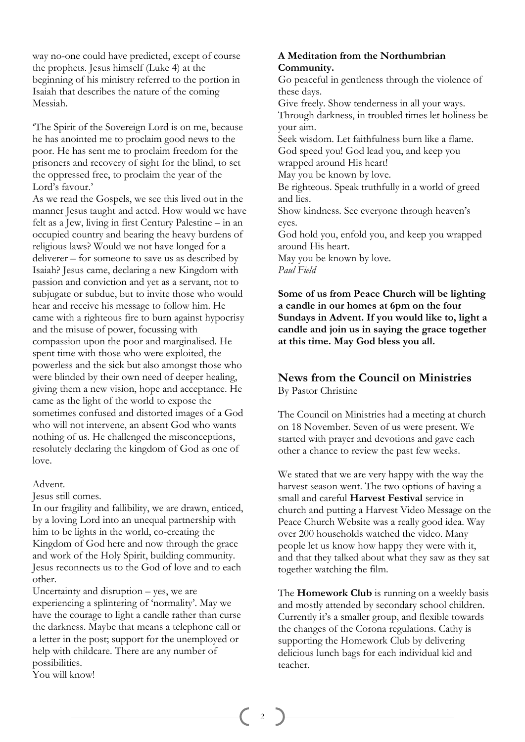way no-one could have predicted, except of course the prophets. Jesus himself (Luke 4) at the beginning of his ministry referred to the portion in Isaiah that describes the nature of the coming Messiah.

'The Spirit of the Sovereign Lord is on me, because he has anointed me to proclaim good news to the poor. He has sent me to proclaim freedom for the prisoners and recovery of sight for the blind, to set the oppressed free, to proclaim the year of the Lord's favour.'

As we read the Gospels, we see this lived out in the manner Jesus taught and acted. How would we have felt as a Jew, living in first Century Palestine – in an occupied country and bearing the heavy burdens of religious laws? Would we not have longed for a deliverer – for someone to save us as described by Isaiah? Jesus came, declaring a new Kingdom with passion and conviction and yet as a servant, not to subjugate or subdue, but to invite those who would hear and receive his message to follow him. He came with a righteous fire to burn against hypocrisy and the misuse of power, focussing with compassion upon the poor and marginalised. He spent time with those who were exploited, the powerless and the sick but also amongst those who were blinded by their own need of deeper healing, giving them a new vision, hope and acceptance. He came as the light of the world to expose the sometimes confused and distorted images of a God who will not intervene, an absent God who wants nothing of us. He challenged the misconceptions, resolutely declaring the kingdom of God as one of love.

Advent.

Jesus still comes.

In our fragility and fallibility, we are drawn, enticed, by a loving Lord into an unequal partnership with him to be lights in the world, co-creating the Kingdom of God here and now through the grace and work of the Holy Spirit, building community. Jesus reconnects us to the God of love and to each other.

Uncertainty and disruption – yes, we are experiencing a splintering of 'normality'. May we have the courage to light a candle rather than curse the darkness. Maybe that means a telephone call or a letter in the post; support for the unemployed or help with childcare. There are any number of possibilities.

You will know!

**A Meditation from the Northumbrian Community.**

Go peaceful in gentleness through the violence of these days.
Give freely. Show tenderness in all your ways.
Through darkness, in troubled times let holiness be your aim.
Seek wisdom. Let faithfulness burn like a flame.
God speed you! God lead you, and keep you wrapped around His heart!
May you be known by love.
Be righteous. Speak truthfully in a world of greed and lies.
Show kindness. See everyone through heaven's eyes.
God hold you, enfold you, and keep you wrapped around His heart.
May you be known by love.
*Paul Field*

**Some of us from Peace Church will be lighting a candle in our homes at 6pm on the four Sundays in Advent. If you would like to, light a candle and join us in saying the grace together at this time. May God bless you all.**

## News from the Council on Ministries

By Pastor Christine

The Council on Ministries had a meeting at church on 18 November. Seven of us were present. We started with prayer and devotions and gave each other a chance to review the past few weeks.

We stated that we are very happy with the way the harvest season went. The two options of having a small and careful **Harvest Festival** service in church and putting a Harvest Video Message on the Peace Church Website was a really good idea. Way over 200 households watched the video. Many people let us know how happy they were with it, and that they talked about what they saw as they sat together watching the film.

The **Homework Club** is running on a weekly basis and mostly attended by secondary school children. Currently it's a smaller group, and flexible towards the changes of the Corona regulations. Cathy is supporting the Homework Club by delivering delicious lunch bags for each individual kid and teacher.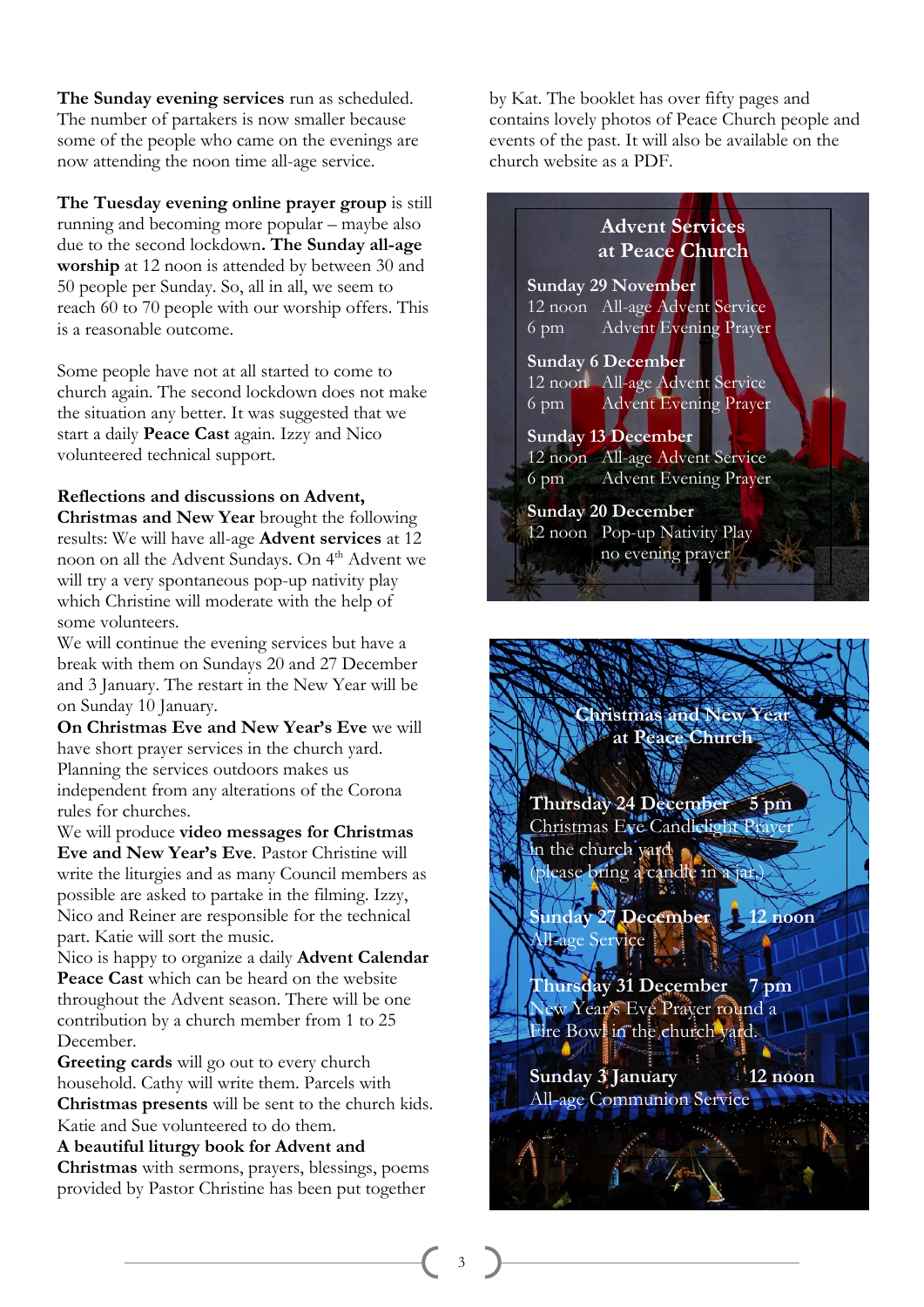**The Sunday evening services** run as scheduled. The number of partakers is now smaller because some of the people who came on the evenings are now attending the noon time all-age service.

**The Tuesday evening online prayer group** is still running and becoming more popular – maybe also due to the second lockdown**. The Sunday all-age worship** at 12 noon is attended by between 30 and 50 people per Sunday. So, all in all, we seem to reach 60 to 70 people with our worship offers. This is a reasonable outcome.

Some people have not at all started to come to church again. The second lockdown does not make the situation any better. It was suggested that we start a daily **Peace Cast** again. Izzy and Nico volunteered technical support.

**Reflections and discussions on Advent, Christmas and New Year** brought the following results: We will have all-age **Advent services** at 12 noon on all the Advent Sundays. On 4th Advent we will try a very spontaneous pop-up nativity play which Christine will moderate with the help of some volunteers.

We will continue the evening services but have a break with them on Sundays 20 and 27 December and 3 January. The restart in the New Year will be on Sunday 10 January.

**On Christmas Eve and New Year's Eve** we will have short prayer services in the church yard. Planning the services outdoors makes us independent from any alterations of the Corona rules for churches.

We will produce **video messages for Christmas Eve and New Year's Eve**. Pastor Christine will write the liturgies and as many Council members as possible are asked to partake in the filming. Izzy, Nico and Reiner are responsible for the technical part. Katie will sort the music.

Nico is happy to organize a daily **Advent Calendar Peace Cast** which can be heard on the website throughout the Advent season. There will be one contribution by a church member from 1 to 25 December.

**Greeting cards** will go out to every church household. Cathy will write them. Parcels with **Christmas presents** will be sent to the church kids. Katie and Sue volunteered to do them.

**A beautiful liturgy book for Advent and Christmas** with sermons, prayers, blessings, poems provided by Pastor Christine has been put together by Kat. The booklet has over fifty pages and contains lovely photos of Peace Church people and events of the past. It will also be available on the church website as a PDF.

## Advent Services at Peace Church

**Sunday 29 November**
12 noon All-age Advent Service
6 pm Advent Evening Prayer

**Sunday 6 December**
12 noon All-age Advent Service
6 pm Advent Evening Prayer

**Sunday 13 December**
12 noon All-age Advent Service
6 pm Advent Evening Prayer

**Sunday 20 December**
12 noon Pop-up Nativity Play
no evening prayer

## Christmas and New Year at Peace Church

**Thursday 24 December 5 pm**
Christmas Eve Candlelight Prayer in the church yard
(please bring a candle in a jar.)

**Sunday 27 December 12 noon**
All-age Service

**Thursday 31 December 7 pm**
New Year's Eve Prayer round a Fire Bowl in the church yard.

**Sunday 3 January 12 noon**
All-age Communion Service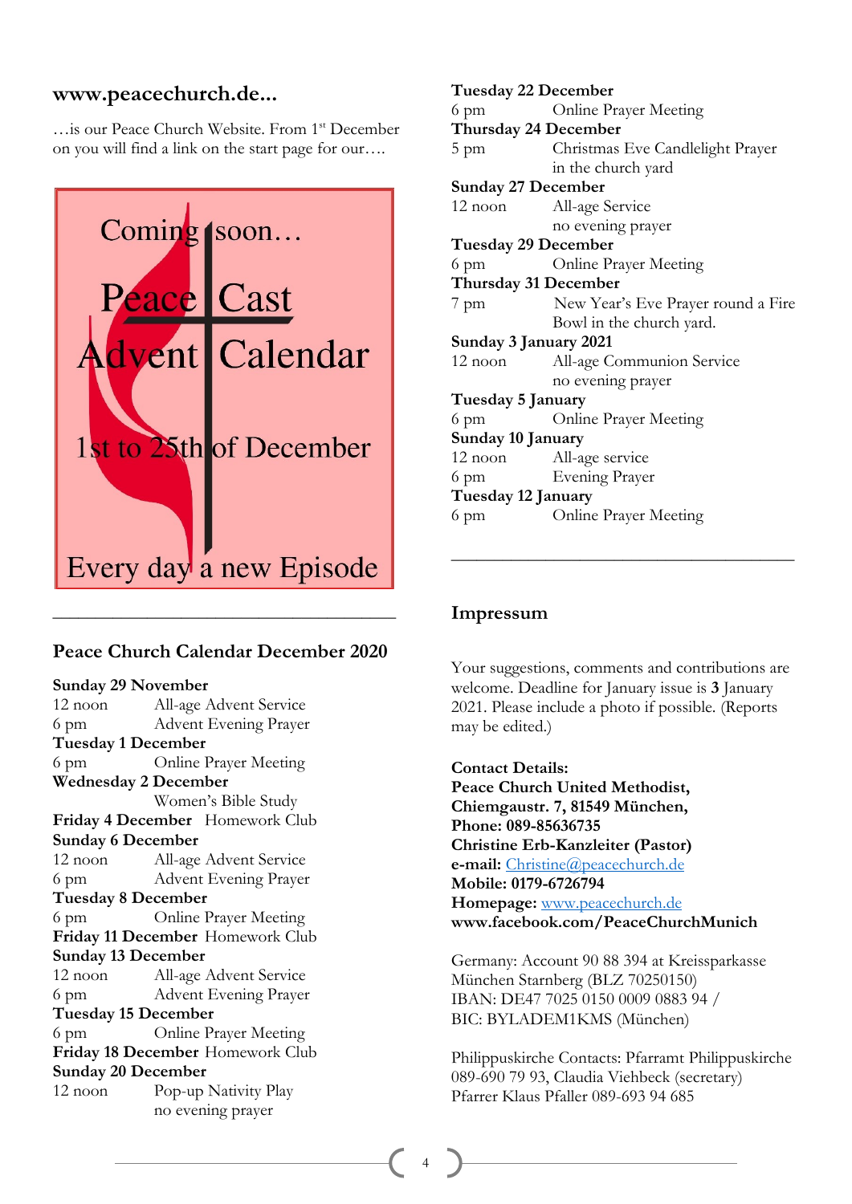## www.peacechurch.de...

…is our Peace Church Website. From 1st December on you will find a link on the start page for our….

Coming soon…

Peace Cast

Advent Calendar

1st to 25th of December

Every day a new Episode

---

## Peace Church Calendar December 2020

**Sunday 29 November**
12 noon All-age Advent Service
6 pm Advent Evening Prayer

**Tuesday 1 December**
6 pm Online Prayer Meeting

**Wednesday 2 December**
Women's Bible Study

**Friday 4 December** Homework Club

**Sunday 6 December**
12 noon All-age Advent Service
6 pm Advent Evening Prayer

**Tuesday 8 December**
6 pm Online Prayer Meeting

**Friday 11 December** Homework Club

**Sunday 13 December**
12 noon All-age Advent Service
6 pm Advent Evening Prayer

**Tuesday 15 December**
6 pm Online Prayer Meeting

**Friday 18 December** Homework Club

**Sunday 20 December**
12 noon Pop-up Nativity Play
no evening prayer

**Tuesday 22 December**
6 pm Online Prayer Meeting

**Thursday 24 December**
5 pm Christmas Eve Candlelight Prayer in the church yard

**Sunday 27 December**
12 noon All-age Service
no evening prayer

**Tuesday 29 December**
6 pm Online Prayer Meeting

**Thursday 31 December**
7 pm New Year's Eve Prayer round a Fire Bowl in the church yard.

**Sunday 3 January 2021**
12 noon All-age Communion Service
no evening prayer

**Tuesday 5 January**
6 pm Online Prayer Meeting

**Sunday 10 January**
12 noon All-age service
6 pm Evening Prayer

**Tuesday 12 January**
6 pm Online Prayer Meeting

---

## Impressum

Your suggestions, comments and contributions are welcome. Deadline for January issue is **3** January 2021. Please include a photo if possible. (Reports may be edited.)

**Contact Details:**
**Peace Church United Methodist,**
**Chiemgaustr. 7, 81549 München,**
**Phone: 089-85636735**
**Christine Erb-Kanzleiter (Pastor)**
**e-mail:** Christine@peacechurch.de
**Mobile: 0179-6726794**
**Homepage:** www.peacechurch.de
**www.facebook.com/PeaceChurchMunich**

Germany: Account 90 88 394 at Kreissparkasse München Starnberg (BLZ 70250150)
IBAN: DE47 7025 0150 0009 0883 94 /
BIC: BYLADEM1KMS (München)

Philippuskirche Contacts: Pfarramt Philippuskirche 089-690 79 93, Claudia Viehbeck (secretary)
Pfarrer Klaus Pfaller 089-693 94 685